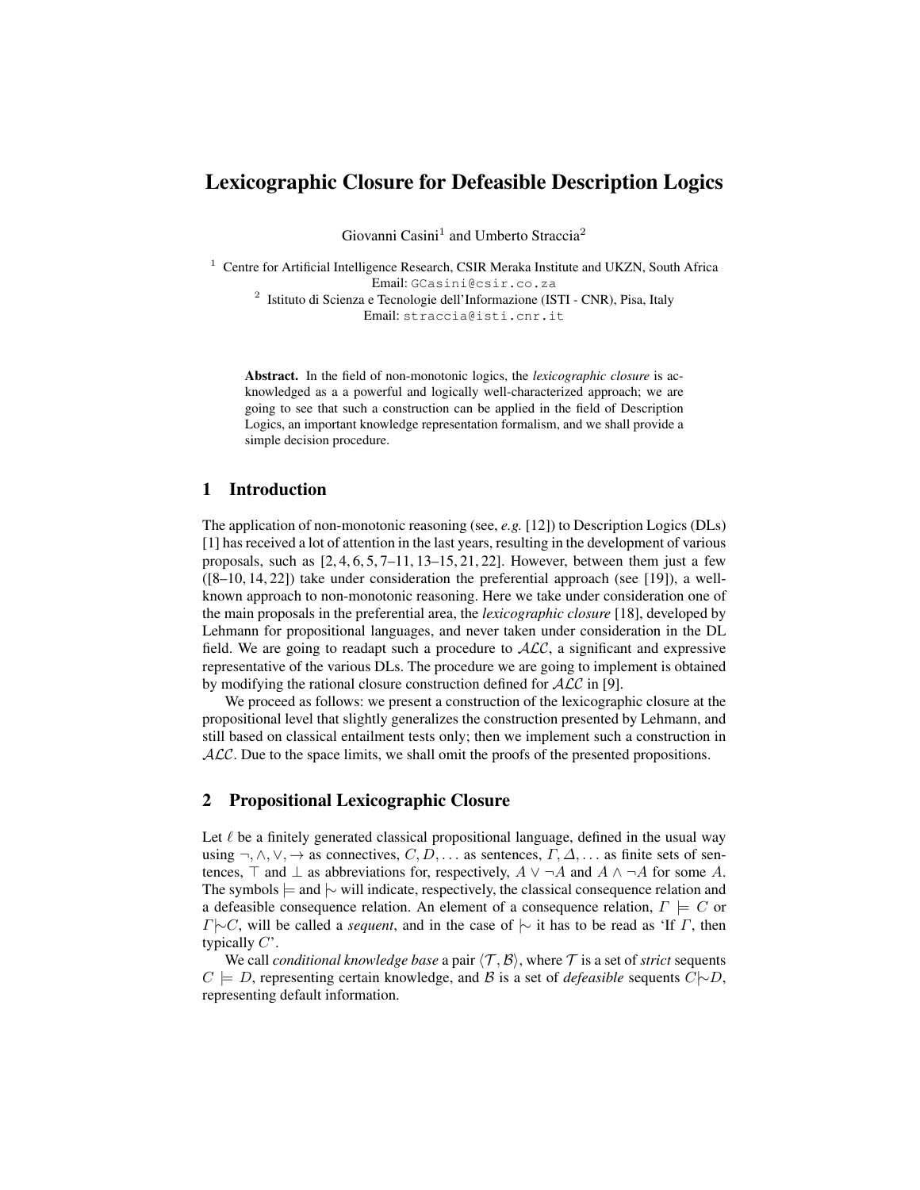# Lexicographic Closure for Defeasible Description Logics

Giovanni Casini[1] and Umberto Straccia[2]

[1] Centre for Artificial Intelligence Research, CSIR Meraka Institute and UKZN, South Africa
Email: GCasini@csir.co.za

[2] Istituto di Scienza e Tecnologie dell'Informazione (ISTI - CNR), Pisa, Italy
Email: straccia@isti.cnr.it

**Abstract.** In the field of non-monotonic logics, the *lexicographic closure* is acknowledged as a a powerful and logically well-characterized approach; we are going to see that such a construction can be applied in the field of Description Logics, an important knowledge representation formalism, and we shall provide a simple decision procedure.

## 1 Introduction

The application of non-monotonic reasoning (see, *e.g.* [12]) to Description Logics (DLs) [1] has received a lot of attention in the last years, resulting in the development of various proposals, such as [2, 4, 6, 5, 7–11, 13–15, 21, 22]. However, between them just a few ([8–10, 14, 22]) take under consideration the preferential approach (see [19]), a well-known approach to non-monotonic reasoning. Here we take under consideration one of the main proposals in the preferential area, the *lexicographic closure* [18], developed by Lehmann for propositional languages, and never taken under consideration in the DL field. We are going to readapt such a procedure to $\mathcal{ALC}$, a significant and expressive representative of the various DLs. The procedure we are going to implement is obtained by modifying the rational closure construction defined for $\mathcal{ALC}$ in [9].

We proceed as follows: we present a construction of the lexicographic closure at the propositional level that slightly generalizes the construction presented by Lehmann, and still based on classical entailment tests only; then we implement such a construction in $\mathcal{ALC}$. Due to the space limits, we shall omit the proofs of the presented propositions.

## 2 Propositional Lexicographic Closure

Let $\ell$ be a finitely generated classical propositional language, defined in the usual way using $\neg, \wedge, \vee, \rightarrow$ as connectives, $C, D, \ldots$ as sentences, $\Gamma, \Delta, \ldots$ as finite sets of sentences, $\top$ and $\bot$ as abbreviations for, respectively, $A \vee \neg A$ and $A \wedge \neg A$ for some $A$. The symbols $\models$ and $\mid\sim$ will indicate, respectively, the classical consequence relation and a defeasible consequence relation. An element of a consequence relation, $\Gamma \models C$ or $\Gamma \mid\sim C$, will be called a *sequent*, and in the case of $\mid\sim$ it has to be read as 'If $\Gamma$, then typically $C$'.

We call *conditional knowledge base* a pair $\langle \mathcal{T}, \mathcal{B} \rangle$, where $\mathcal{T}$ is a set of *strict* sequents $C \models D$, representing certain knowledge, and $\mathcal{B}$ is a set of *defeasible* sequents $C \mid\sim D$, representing default information.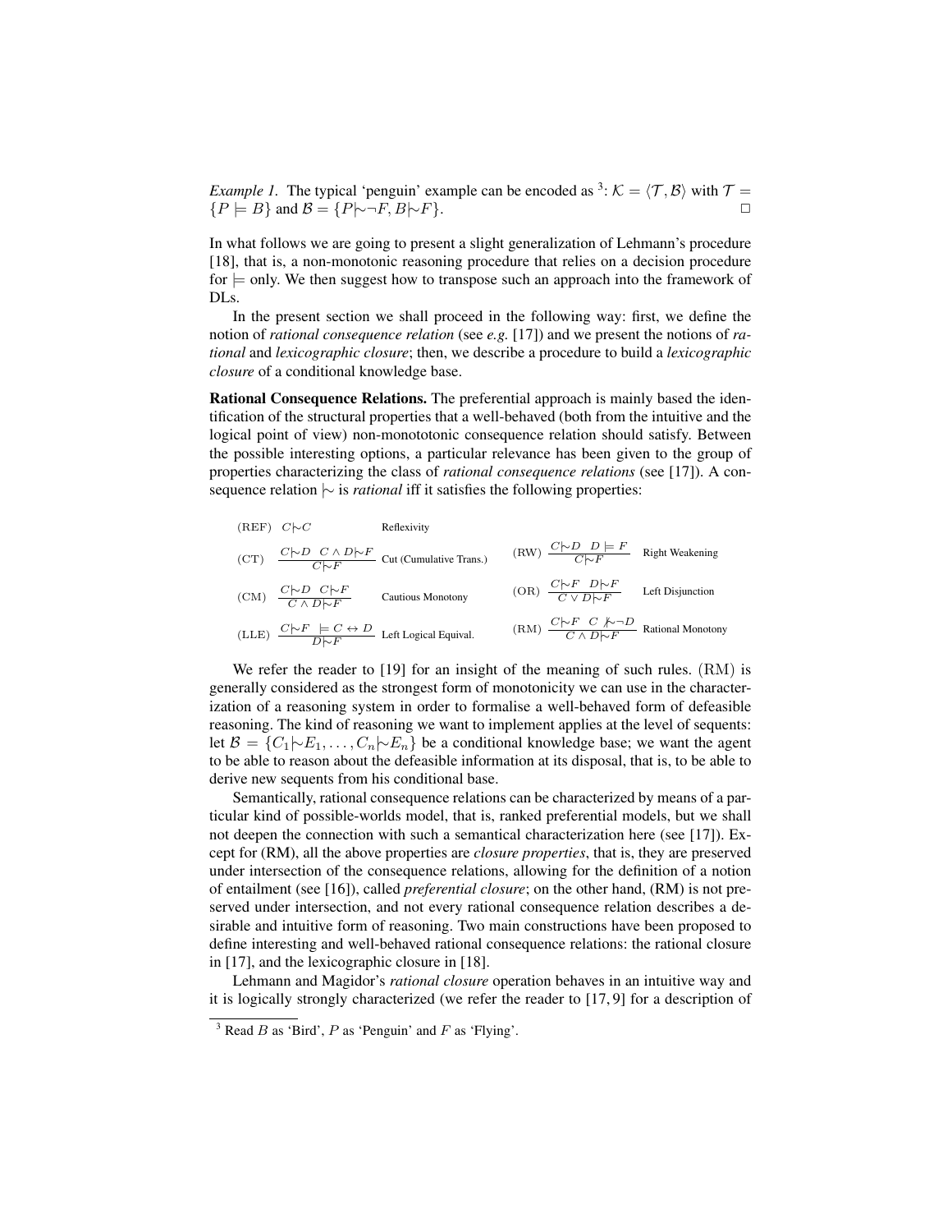*Example 1.* The typical 'penguin' example can be encoded as [3]: $\mathcal{K} = \langle \mathcal{T}, \mathcal{B} \rangle$ with $\mathcal{T} = \{P \models B\}$ and $\mathcal{B} = \{P |\!\sim \neg F, B |\!\sim F\}$. □

In what follows we are going to present a slight generalization of Lehmann's procedure [18], that is, a non-monotonic reasoning procedure that relies on a decision procedure for $\models$ only. We then suggest how to transpose such an approach into the framework of DLs.

In the present section we shall proceed in the following way: first, we define the notion of *rational consequence relation* (see *e.g.* [17]) and we present the notions of *rational* and *lexicographic closure*; then, we describe a procedure to build a *lexicographic closure* of a conditional knowledge base.

**Rational Consequence Relations.** The preferential approach is mainly based the identification of the structural properties that a well-behaved (both from the intuitive and the logical point of view) non-monotonic consequence relation should satisfy. Between the possible interesting options, a particular relevance has been given to the group of properties characterizing the class of *rational consequence relations* (see [17]). A consequence relation $|\!\sim$ is *rational* iff it satisfies the following properties:

| | | | | | |
|---|---|---|---|---|---|
| (REF) | $C |\!\sim C$ | Reflexivity | | | |
| (CT) | $\dfrac{C |\!\sim D \quad C \wedge D |\!\sim F}{C |\!\sim F}$ | Cut (Cumulative Trans.) | (RW) | $\dfrac{C |\!\sim D \quad D \models F}{C |\!\sim F}$ | Right Weakening |
| (CM) | $\dfrac{C |\!\sim D \quad C |\!\sim F}{C \wedge D |\!\sim F}$ | Cautious Monotony | (OR) | $\dfrac{C |\!\sim F \quad D |\!\sim F}{C \vee D |\!\sim F}$ | Left Disjunction |
| (LLE) | $\dfrac{C |\!\sim F \quad \models C \leftrightarrow D}{D |\!\sim F}$ | Left Logical Equival. | (RM) | $\dfrac{C |\!\sim F \quad C \not|\!\sim \neg D}{C \wedge D |\!\sim F}$ | Rational Monotony |

We refer the reader to [19] for an insight of the meaning of such rules. (RM) is generally considered as the strongest form of monotonicity we can use in the characterization of a reasoning system in order to formalise a well-behaved form of defeasible reasoning. The kind of reasoning we want to implement applies at the level of sequents: let $\mathcal{B} = \{C_1 |\!\sim E_1, \ldots, C_n |\!\sim E_n\}$ be a conditional knowledge base; we want the agent to be able to reason about the defeasible information at its disposal, that is, to be able to derive new sequents from his conditional base.

Semantically, rational consequence relations can be characterized by means of a particular kind of possible-worlds model, that is, ranked preferential models, but we shall not deepen the connection with such a semantical characterization here (see [17]). Except for (RM), all the above properties are *closure properties*, that is, they are preserved under intersection of the consequence relations, allowing for the definition of a notion of entailment (see [16]), called *preferential closure*; on the other hand, (RM) is not preserved under intersection, and not every rational consequence relation describes a desirable and intuitive form of reasoning. Two main constructions have been proposed to define interesting and well-behaved rational consequence relations: the rational closure in [17], and the lexicographic closure in [18].

Lehmann and Magidor's *rational closure* operation behaves in an intuitive way and it is logically strongly characterized (we refer the reader to [17, 9] for a description of

[3] Read $B$ as 'Bird', $P$ as 'Penguin' and $F$ as 'Flying'.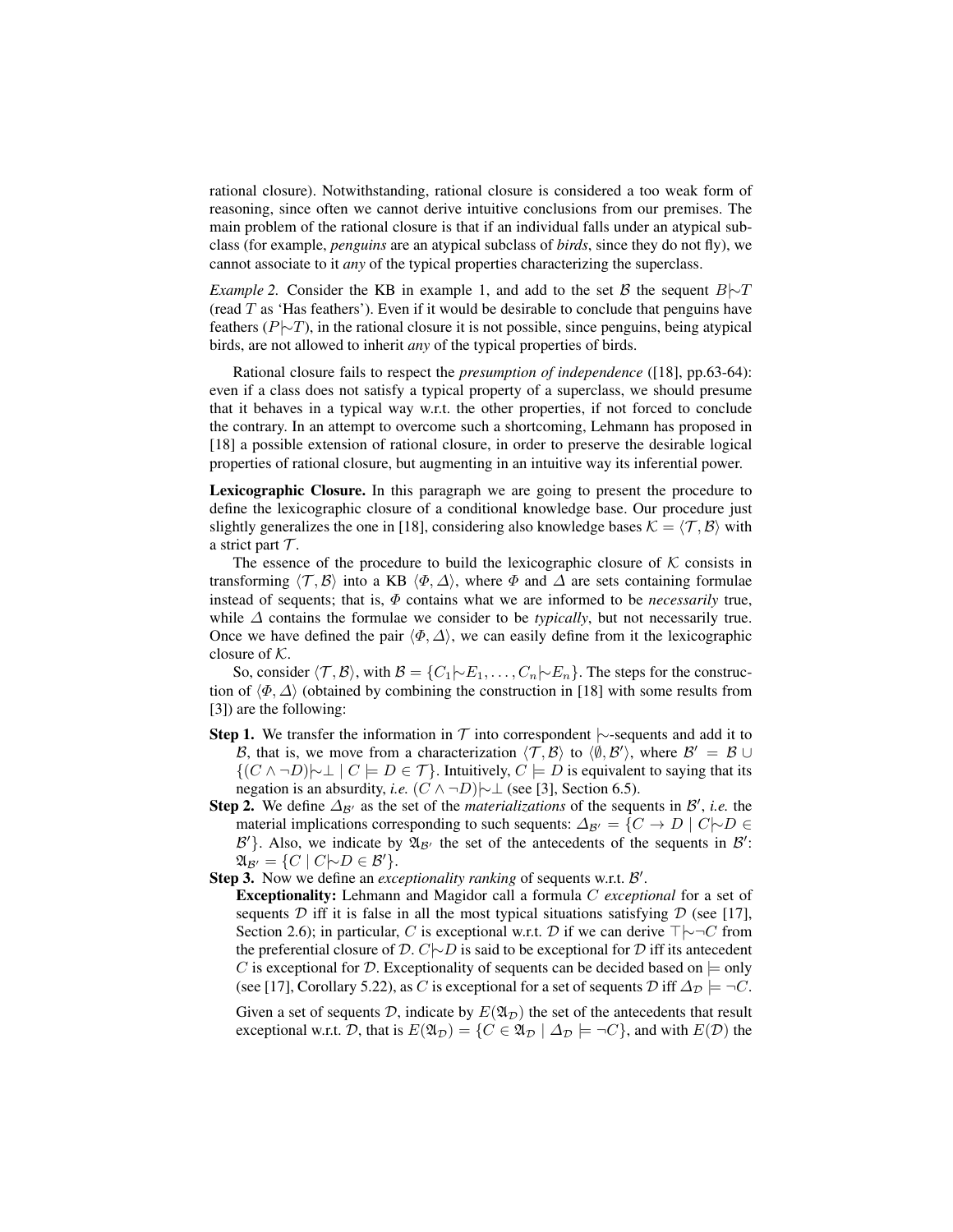rational closure). Notwithstanding, rational closure is considered a too weak form of reasoning, since often we cannot derive intuitive conclusions from our premises. The main problem of the rational closure is that if an individual falls under an atypical subclass (for example, *penguins* are an atypical subclass of *birds*, since they do not fly), we cannot associate to it *any* of the typical properties characterizing the superclass.

*Example 2.* Consider the KB in example 1, and add to the set $\mathcal{B}$ the sequent $B \mid\!\sim T$ (read $T$ as 'Has feathers'). Even if it would be desirable to conclude that penguins have feathers ($P \mid\!\sim T$), in the rational closure it is not possible, since penguins, being atypical birds, are not allowed to inherit *any* of the typical properties of birds.

Rational closure fails to respect the *presumption of independence* ([18], pp.63-64): even if a class does not satisfy a typical property of a superclass, we should presume that it behaves in a typical way w.r.t. the other properties, if not forced to conclude the contrary. In an attempt to overcome such a shortcoming, Lehmann has proposed in [18] a possible extension of rational closure, in order to preserve the desirable logical properties of rational closure, but augmenting in an intuitive way its inferential power.

**Lexicographic Closure.** In this paragraph we are going to present the procedure to define the lexicographic closure of a conditional knowledge base. Our procedure just slightly generalizes the one in [18], considering also knowledge bases $\mathcal{K} = \langle \mathcal{T}, \mathcal{B} \rangle$ with a strict part $\mathcal{T}$.

The essence of the procedure to build the lexicographic closure of $\mathcal{K}$ consists in transforming $\langle \mathcal{T}, \mathcal{B} \rangle$ into a KB $\langle \Phi, \Delta \rangle$, where $\Phi$ and $\Delta$ are sets containing formulae instead of sequents; that is, $\Phi$ contains what we are informed to be *necessarily* true, while $\Delta$ contains the formulae we consider to be *typically*, but not necessarily true. Once we have defined the pair $\langle \Phi, \Delta \rangle$, we can easily define from it the lexicographic closure of $\mathcal{K}$.

So, consider $\langle \mathcal{T}, \mathcal{B} \rangle$, with $\mathcal{B} = \{C_1 \mid\!\sim E_1, \ldots, C_n \mid\!\sim E_n\}$. The steps for the construction of $\langle \Phi, \Delta \rangle$ (obtained by combining the construction in [18] with some results from [3]) are the following:

**Step 1.** We transfer the information in $\mathcal{T}$ into correspondent $\mid\!\sim$-sequents and add it to $\mathcal{B}$, that is, we move from a characterization $\langle \mathcal{T}, \mathcal{B} \rangle$ to $\langle \emptyset, \mathcal{B}' \rangle$, where $\mathcal{B}' = \mathcal{B} \cup \{(C \land \neg D) \mid\!\sim \bot \mid C \models D \in \mathcal{T}\}$. Intuitively, $C \models D$ is equivalent to saying that its negation is an absurdity, *i.e.* $(C \land \neg D) \mid\!\sim \bot$ (see [3], Section 6.5).

**Step 2.** We define $\Delta_{\mathcal{B}'}$ as the set of the *materializations* of the sequents in $\mathcal{B}'$, *i.e.* the material implications corresponding to such sequents: $\Delta_{\mathcal{B}'} = \{C \to D \mid C \mid\!\sim D \in \mathcal{B}'\}$. Also, we indicate by $\mathfrak{A}_{\mathcal{B}'}$ the set of the antecedents of the sequents in $\mathcal{B}'$: $\mathfrak{A}_{\mathcal{B}'} = \{C \mid C \mid\!\sim D \in \mathcal{B}'\}$.

**Step 3.** Now we define an *exceptionality ranking* of sequents w.r.t. $\mathcal{B}'$.

**Exceptionality:** Lehmann and Magidor call a formula $C$ *exceptional* for a set of sequents $\mathcal{D}$ iff it is false in all the most typical situations satisfying $\mathcal{D}$ (see [17], Section 2.6); in particular, $C$ is exceptional w.r.t. $\mathcal{D}$ if we can derive $\top \mid\!\sim \neg C$ from the preferential closure of $\mathcal{D}$. $C \mid\!\sim D$ is said to be exceptional for $\mathcal{D}$ iff its antecedent $C$ is exceptional for $\mathcal{D}$. Exceptionality of sequents can be decided based on $\models$ only (see [17], Corollary 5.22), as $C$ is exceptional for a set of sequents $\mathcal{D}$ iff $\Delta_{\mathcal{D}} \models \neg C$.

Given a set of sequents $\mathcal{D}$, indicate by $E(\mathfrak{A}_{\mathcal{D}})$ the set of the antecedents that result exceptional w.r.t. $\mathcal{D}$, that is $E(\mathfrak{A}_{\mathcal{D}}) = \{C \in \mathfrak{A}_{\mathcal{D}} \mid \Delta_{\mathcal{D}} \models \neg C\}$, and with $E(\mathcal{D})$ the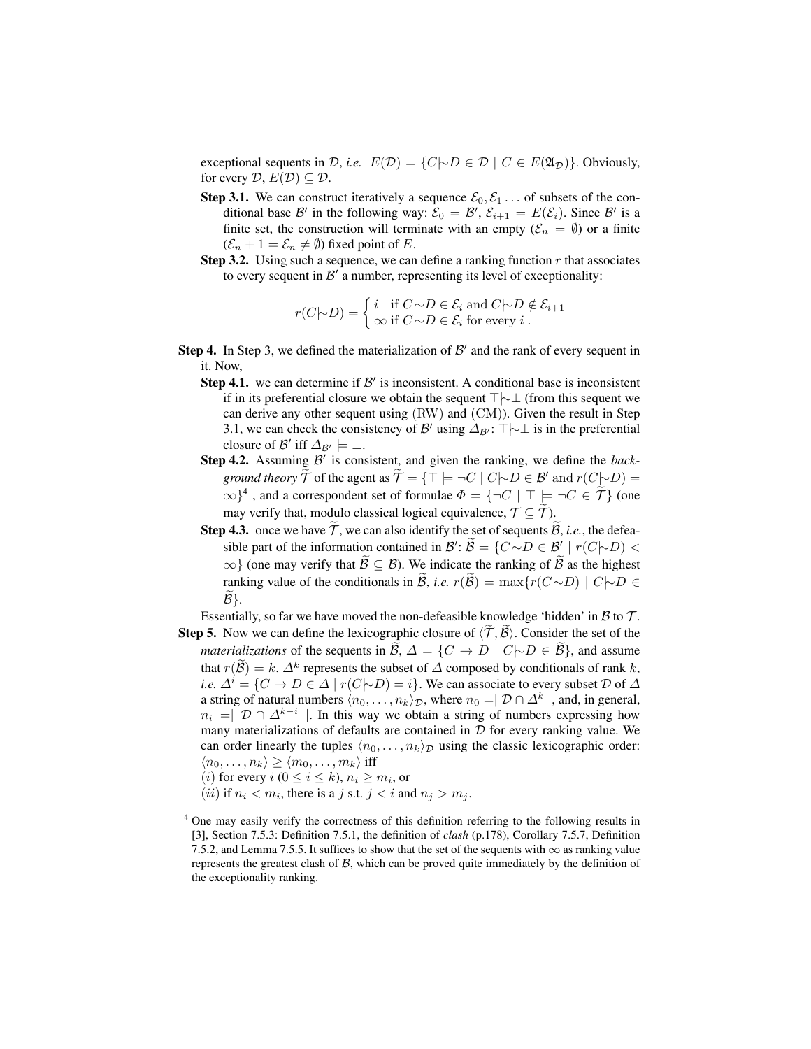exceptional sequents in $\mathcal{D}$, *i.e.* $E(\mathcal{D}) = \{C|\!\sim D \in \mathcal{D} \mid C \in E(\mathfrak{A}_{\mathcal{D}})\}$. Obviously, for every $\mathcal{D}$, $E(\mathcal{D}) \subseteq \mathcal{D}$.

**Step 3.1.** We can construct iteratively a sequence $\mathcal{E}_0, \mathcal{E}_1 \ldots$ of subsets of the conditional base $\mathcal{B}'$ in the following way: $\mathcal{E}_0 = \mathcal{B}'$, $\mathcal{E}_{i+1} = E(\mathcal{E}_i)$. Since $\mathcal{B}'$ is a finite set, the construction will terminate with an empty ($\mathcal{E}_n = \emptyset$) or a finite ($\mathcal{E}_n + 1 = \mathcal{E}_n \neq \emptyset$) fixed point of $E$.

**Step 3.2.** Using such a sequence, we can define a ranking function $r$ that associates to every sequent in $\mathcal{B}'$ a number, representing its level of exceptionality:

$$r(C|\!\sim D) = \begin{cases} i & \text{if } C|\!\sim D \in \mathcal{E}_i \text{ and } C|\!\sim D \notin \mathcal{E}_{i+1} \\ \infty & \text{if } C|\!\sim D \in \mathcal{E}_i \text{ for every } i \,. \end{cases}$$

**Step 4.** In Step 3, we defined the materialization of $\mathcal{B}'$ and the rank of every sequent in it. Now,

**Step 4.1.** we can determine if $\mathcal{B}'$ is inconsistent. A conditional base is inconsistent if in its preferential closure we obtain the sequent $\top|\!\sim\bot$ (from this sequent we can derive any other sequent using (RW) and (CM)). Given the result in Step 3.1, we can check the consistency of $\mathcal{B}'$ using $\Delta_{\mathcal{B}'}$: $\top|\!\sim\bot$ is in the preferential closure of $\mathcal{B}'$ iff $\Delta_{\mathcal{B}'} \models \bot$.

**Step 4.2.** Assuming $\mathcal{B}'$ is consistent, and given the ranking, we define the *background theory* $\widetilde{\mathcal{T}}$ of the agent as $\widetilde{\mathcal{T}} = \{\top \models \neg C \mid C|\!\sim D \in \mathcal{B}' \text{ and } r(C|\!\sim D) = \infty\}$[4] , and a correspondent set of formulae $\Phi = \{\neg C \mid \top \models \neg C \in \widetilde{\mathcal{T}}\}$ (one may verify that, modulo classical logical equivalence, $\mathcal{T} \subseteq \widetilde{\mathcal{T}}$).

**Step 4.3.** once we have $\widetilde{\mathcal{T}}$, we can also identify the set of sequents $\widetilde{\mathcal{B}}$, *i.e.*, the defeasible part of the information contained in $\mathcal{B}'$: $\widetilde{\mathcal{B}} = \{C|\!\sim D \in \mathcal{B}' \mid r(C|\!\sim D) < \infty\}$ (one may verify that $\widetilde{\mathcal{B}} \subseteq \mathcal{B}$). We indicate the ranking of $\widetilde{\mathcal{B}}$ as the highest ranking value of the conditionals in $\widetilde{\mathcal{B}}$, *i.e.* $r(\widetilde{\mathcal{B}}) = \max\{r(C|\!\sim D) \mid C|\!\sim D \in \widetilde{\mathcal{B}}\}$.

Essentially, so far we have moved the non-defeasible knowledge 'hidden' in $\mathcal{B}$ to $\mathcal{T}$.

**Step 5.** Now we can define the lexicographic closure of $\langle\widetilde{\mathcal{T}}, \widetilde{\mathcal{B}}\rangle$. Consider the set of the *materializations* of the sequents in $\widetilde{\mathcal{B}}$, $\Delta = \{C \to D \mid C|\!\sim D \in \widetilde{\mathcal{B}}\}$, and assume that $r(\widetilde{\mathcal{B}}) = k$. $\Delta^k$ represents the subset of $\Delta$ composed by conditionals of rank $k$, *i.e.* $\Delta^i = \{C \to D \in \Delta \mid r(C|\!\sim D) = i\}$. We can associate to every subset $\mathcal{D}$ of $\Delta$ a string of natural numbers $\langle n_0, \ldots, n_k\rangle_{\mathcal{D}}$, where $n_0 = \mid \mathcal{D} \cap \Delta^k \mid$, and, in general, $n_i = \mid \mathcal{D} \cap \Delta^{k-i} \mid$. In this way we obtain a string of numbers expressing how many materializations of defaults are contained in $\mathcal{D}$ for every ranking value. We can order linearly the tuples $\langle n_0, \ldots, n_k\rangle_{\mathcal{D}}$ using the classic lexicographic order: $\langle n_0, \ldots, n_k\rangle \geq \langle m_0, \ldots, m_k\rangle$ iff
$(i)$ for every $i$ ($0 \leq i \leq k$), $n_i \geq m_i$, or
$(ii)$ if $n_i < m_i$, there is a $j$ s.t. $j < i$ and $n_j > m_j$.

---

[4] One may easily verify the correctness of this definition referring to the following results in [3], Section 7.5.3: Definition 7.5.1, the definition of *clash* (p.178), Corollary 7.5.7, Definition 7.5.2, and Lemma 7.5.5. It suffices to show that the set of the sequents with $\infty$ as ranking value represents the greatest clash of $\mathcal{B}$, which can be proved quite immediately by the definition of the exceptionality ranking.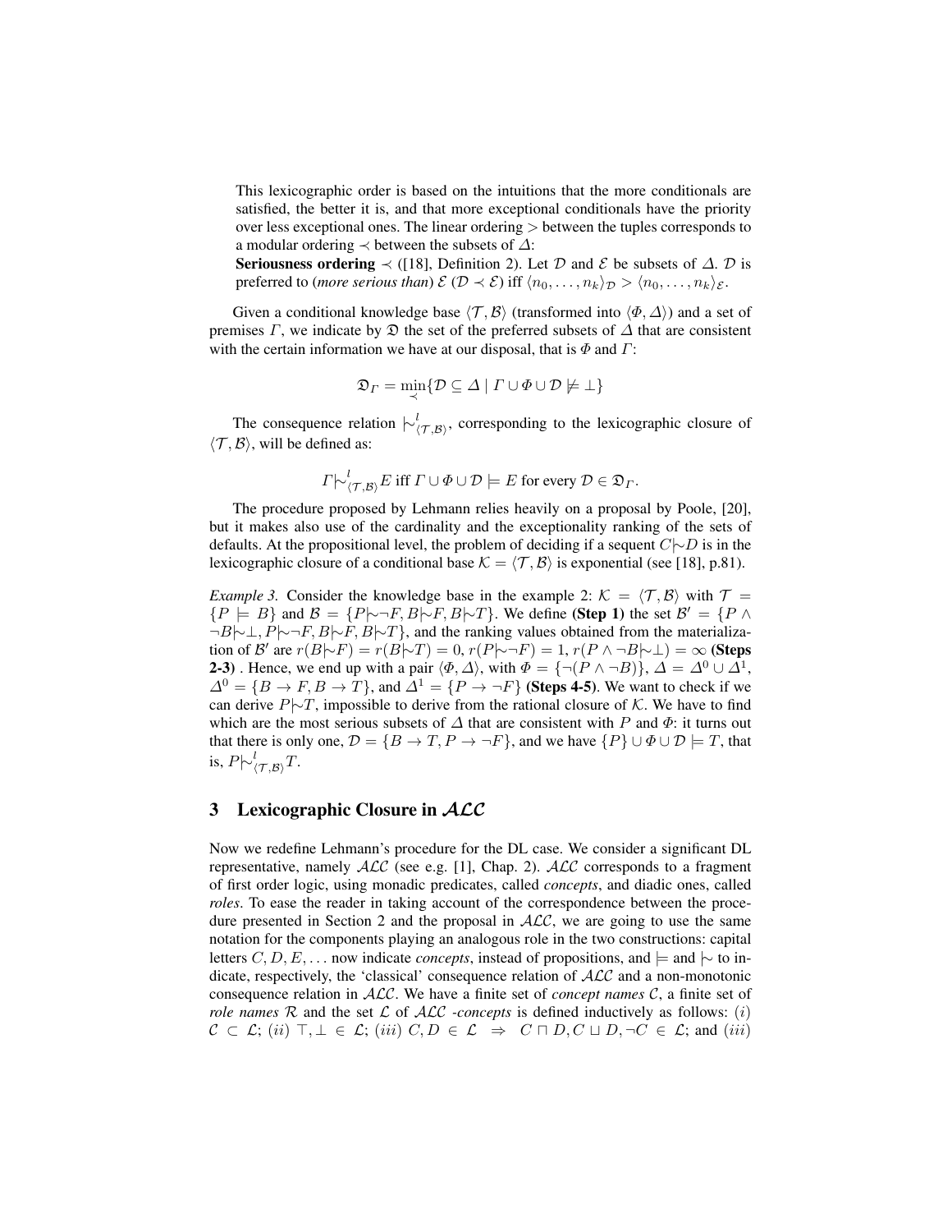This lexicographic order is based on the intuitions that the more conditionals are satisfied, the better it is, and that more exceptional conditionals have the priority over less exceptional ones. The linear ordering $>$ between the tuples corresponds to a modular ordering $\prec$ between the subsets of $\Delta$:

**Seriousness ordering** $\prec$ ([18], Definition 2). Let $\mathcal{D}$ and $\mathcal{E}$ be subsets of $\Delta$. $\mathcal{D}$ is preferred to (*more serious than*) $\mathcal{E}$ ($\mathcal{D} \prec \mathcal{E}$) iff $\langle n_0, \ldots, n_k \rangle_{\mathcal{D}} > \langle n_0, \ldots, n_k \rangle_{\mathcal{E}}$.

Given a conditional knowledge base $\langle \mathcal{T}, \mathcal{B} \rangle$ (transformed into $\langle \Phi, \Delta \rangle$) and a set of premises $\Gamma$, we indicate by $\mathfrak{D}$ the set of the preferred subsets of $\Delta$ that are consistent with the certain information we have at our disposal, that is $\Phi$ and $\Gamma$:

$$\mathfrak{D}_{\Gamma} = \min_{\prec}\{\mathcal{D} \subseteq \Delta \mid \Gamma \cup \Phi \cup \mathcal{D} \not\models \bot\}$$

The consequence relation $\mid\!\sim^{l}_{\langle \mathcal{T}, \mathcal{B} \rangle}$, corresponding to the lexicographic closure of $\langle \mathcal{T}, \mathcal{B} \rangle$, will be defined as:

$$\Gamma \mid\!\sim^{l}_{\langle \mathcal{T}, \mathcal{B} \rangle} E \text{ iff } \Gamma \cup \Phi \cup \mathcal{D} \models E \text{ for every } \mathcal{D} \in \mathfrak{D}_{\Gamma}.$$

The procedure proposed by Lehmann relies heavily on a proposal by Poole, [20], but it makes also use of the cardinality and the exceptionality ranking of the sets of defaults. At the propositional level, the problem of deciding if a sequent $C \mid\!\sim D$ is in the lexicographic closure of a conditional base $\mathcal{K} = \langle \mathcal{T}, \mathcal{B} \rangle$ is exponential (see [18], p.81).

*Example 3.* Consider the knowledge base in the example 2: $\mathcal{K} = \langle \mathcal{T}, \mathcal{B} \rangle$ with $\mathcal{T} = \{P \models B\}$ and $\mathcal{B} = \{P \mid\!\sim \neg F, B \mid\!\sim F, B \mid\!\sim T\}$. We define **(Step 1)** the set $\mathcal{B}' = \{P \wedge \neg B \mid\!\sim \bot, P \mid\!\sim \neg F, B \mid\!\sim F, B \mid\!\sim T\}$, and the ranking values obtained from the materialization of $\mathcal{B}'$ are $r(B \mid\!\sim F) = r(B \mid\!\sim T) = 0$, $r(P \mid\!\sim \neg F) = 1$, $r(P \wedge \neg B \mid\!\sim \bot) = \infty$ **(Steps 2-3)** . Hence, we end up with a pair $\langle \Phi, \Delta \rangle$, with $\Phi = \{\neg(P \wedge \neg B)\}$, $\Delta = \Delta^0 \cup \Delta^1$, $\Delta^0 = \{B \rightarrow F, B \rightarrow T\}$, and $\Delta^1 = \{P \rightarrow \neg F\}$ **(Steps 4-5)**. We want to check if we can derive $P \mid\!\sim T$, impossible to derive from the rational closure of $\mathcal{K}$. We have to find which are the most serious subsets of $\Delta$ that are consistent with $P$ and $\Phi$: it turns out that there is only one, $\mathcal{D} = \{B \rightarrow T, P \rightarrow \neg F\}$, and we have $\{P\} \cup \Phi \cup \mathcal{D} \models T$, that is, $P \mid\!\sim^{l}_{\langle \mathcal{T}, \mathcal{B} \rangle} T$.

## 3 Lexicographic Closure in $\mathcal{ALC}$

Now we redefine Lehmann's procedure for the DL case. We consider a significant DL representative, namely $\mathcal{ALC}$ (see e.g. [1], Chap. 2). $\mathcal{ALC}$ corresponds to a fragment of first order logic, using monadic predicates, called *concepts*, and diadic ones, called *roles*. To ease the reader in taking account of the correspondence between the procedure presented in Section 2 and the proposal in $\mathcal{ALC}$, we are going to use the same notation for the components playing an analogous role in the two constructions: capital letters $C, D, E, \ldots$ now indicate *concepts*, instead of propositions, and $\models$ and $\mid\!\sim$ to indicate, respectively, the 'classical' consequence relation of $\mathcal{ALC}$ and a non-monotonic consequence relation in $\mathcal{ALC}$. We have a finite set of *concept names* $\mathcal{C}$, a finite set of *role names* $\mathcal{R}$ and the set $\mathcal{L}$ of $\mathcal{ALC}$ *-concepts* is defined inductively as follows: $(i)$ $\mathcal{C} \subset \mathcal{L}$; $(ii)$ $\top, \bot \in \mathcal{L}$; $(iii)$ $C, D \in \mathcal{L} \;\Rightarrow\; C \sqcap D, C \sqcup D, \neg C \in \mathcal{L}$; and $(iii)$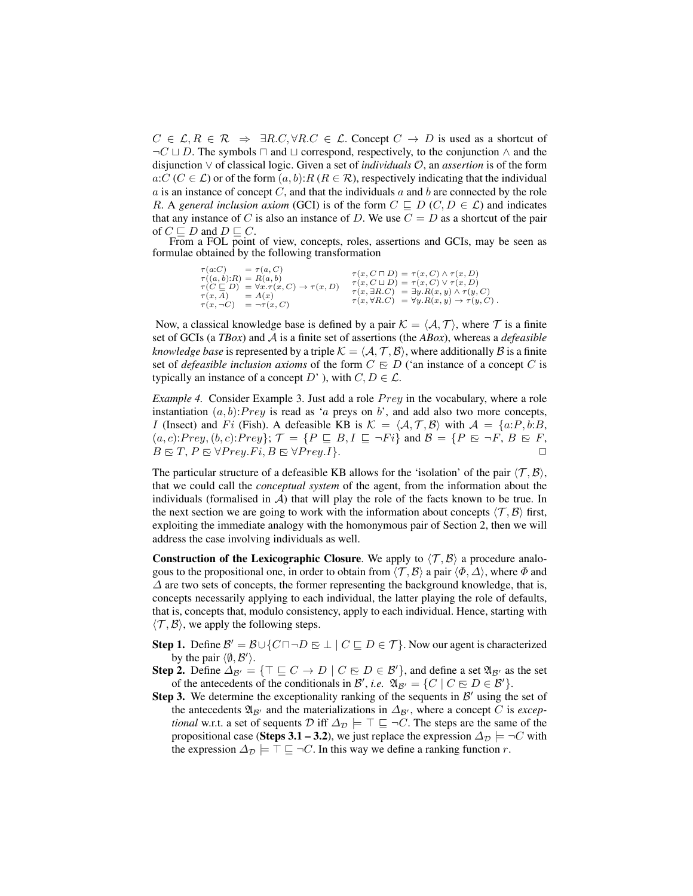$C \in \mathcal{L}, R \in \mathcal{R} \Rightarrow \exists R.C, \forall R.C \in \mathcal{L}$. Concept $C \to D$ is used as a shortcut of $\neg C \sqcup D$. The symbols $\sqcap$ and $\sqcup$ correspond, respectively, to the conjunction $\wedge$ and the disjunction $\vee$ of classical logic. Given a set of *individuals* $\mathcal{O}$, an *assertion* is of the form $a{:}C$ ($C \in \mathcal{L}$) or of the form $(a, b){:}R$ ($R \in \mathcal{R}$), respectively indicating that the individual $a$ is an instance of concept $C$, and that the individuals $a$ and $b$ are connected by the role $R$. A *general inclusion axiom* (GCI) is of the form $C \sqsubseteq D$ ($C, D \in \mathcal{L}$) and indicates that any instance of $C$ is also an instance of $D$. We use $C = D$ as a shortcut of the pair of $C \sqsubseteq D$ and $D \sqsubseteq C$.

From a FOL point of view, concepts, roles, assertions and GCIs, may be seen as formulae obtained by the following transformation

$$
\begin{array}{ll}
\tau(a{:}C) = \tau(a, C) & \\
\tau((a, b){:}R) = R(a, b) & \tau(x, C \sqcap D) = \tau(x, C) \wedge \tau(x, D) \\
\tau(C \sqsubseteq D) = \forall x.\tau(x, C) \to \tau(x, D) & \tau(x, C \sqcup D) = \tau(x, C) \vee \tau(x, D) \\
\tau(x, A) = A(x) & \tau(x, \exists R.C) = \exists y.R(x, y) \wedge \tau(y, C) \\
\tau(x, \neg C) = \neg\tau(x, C) & \tau(x, \forall R.C) = \forall y.R(x, y) \to \tau(y, C)\,.
\end{array}
$$

Now, a classical knowledge base is defined by a pair $\mathcal{K} = \langle \mathcal{A}, \mathcal{T} \rangle$, where $\mathcal{T}$ is a finite set of GCIs (a *TBox*) and $\mathcal{A}$ is a finite set of assertions (the *ABox*), whereas a *defeasible knowledge base* is represented by a triple $\mathcal{K} = \langle \mathcal{A}, \mathcal{T}, \mathcal{B} \rangle$, where additionally $\mathcal{B}$ is a finite set of *defeasible inclusion axioms* of the form $C \mathrel{\tilde{\sqsubseteq}} D$ ('an instance of a concept $C$ is typically an instance of a concept $D$' ), with $C, D \in \mathcal{L}$.

*Example 4.* Consider Example 3. Just add a role $Prey$ in the vocabulary, where a role instantiation $(a, b){:}Prey$ is read as '$a$ preys on $b$', and add also two more concepts, $I$ (Insect) and $Fi$ (Fish). A defeasible KB is $\mathcal{K} = \langle \mathcal{A}, \mathcal{T}, \mathcal{B} \rangle$ with $\mathcal{A} = \{a{:}P, b{:}B, (a, c){:}Prey, (b, c){:}Prey\}$; $\mathcal{T} = \{P \sqsubseteq B, I \sqsubseteq \neg Fi\}$ and $\mathcal{B} = \{P \mathrel{\tilde{\sqsubseteq}} \neg F, B \mathrel{\tilde{\sqsubseteq}} F, B \mathrel{\tilde{\sqsubseteq}} T, P \mathrel{\tilde{\sqsubseteq}} \forall Prey.Fi, B \mathrel{\tilde{\sqsubseteq}} \forall Prey.I\}$. □

The particular structure of a defeasible KB allows for the 'isolation' of the pair $\langle \mathcal{T}, \mathcal{B} \rangle$, that we could call the *conceptual system* of the agent, from the information about the individuals (formalised in $\mathcal{A}$) that will play the role of the facts known to be true. In the next section we are going to work with the information about concepts $\langle \mathcal{T}, \mathcal{B} \rangle$ first, exploiting the immediate analogy with the homonymous pair of Section 2, then we will address the case involving individuals as well.

**Construction of the Lexicographic Closure**. We apply to $\langle \mathcal{T}, \mathcal{B} \rangle$ a procedure analogous to the propositional one, in order to obtain from $\langle \mathcal{T}, \mathcal{B} \rangle$ a pair $\langle \Phi, \Delta \rangle$, where $\Phi$ and $\Delta$ are two sets of concepts, the former representing the background knowledge, that is, concepts necessarily applying to each individual, the latter playing the role of defaults, that is, concepts that, modulo consistency, apply to each individual. Hence, starting with $\langle \mathcal{T}, \mathcal{B} \rangle$, we apply the following steps.

- **Step 1.** Define $\mathcal{B}' = \mathcal{B} \cup \{C \sqcap \neg D \mathrel{\tilde{\sqsubseteq}} \bot \mid C \sqsubseteq D \in \mathcal{T}\}$. Now our agent is characterized by the pair $\langle \emptyset, \mathcal{B}' \rangle$.
- **Step 2.** Define $\Delta_{\mathcal{B}'} = \{\top \sqsubseteq C \to D \mid C \mathrel{\tilde{\sqsubseteq}} D \in \mathcal{B}'\}$, and define a set $\mathfrak{A}_{\mathcal{B}'}$ as the set of the antecedents of the conditionals in $\mathcal{B}'$, *i.e.* $\mathfrak{A}_{\mathcal{B}'} = \{C \mid C \mathrel{\tilde{\sqsubseteq}} D \in \mathcal{B}'\}$.
- **Step 3.** We determine the exceptionality ranking of the sequents in $\mathcal{B}'$ using the set of the antecedents $\mathfrak{A}_{\mathcal{B}'}$ and the materializations in $\Delta_{\mathcal{B}'}$, where a concept $C$ is *exceptional* w.r.t. a set of sequents $\mathcal{D}$ iff $\Delta_{\mathcal{D}} \models \top \sqsubseteq \neg C$. The steps are the same of the propositional case (**Steps 3.1 – 3.2**), we just replace the expression $\Delta_{\mathcal{D}} \models \neg C$ with the expression $\Delta_{\mathcal{D}} \models \top \sqsubseteq \neg C$. In this way we define a ranking function $r$.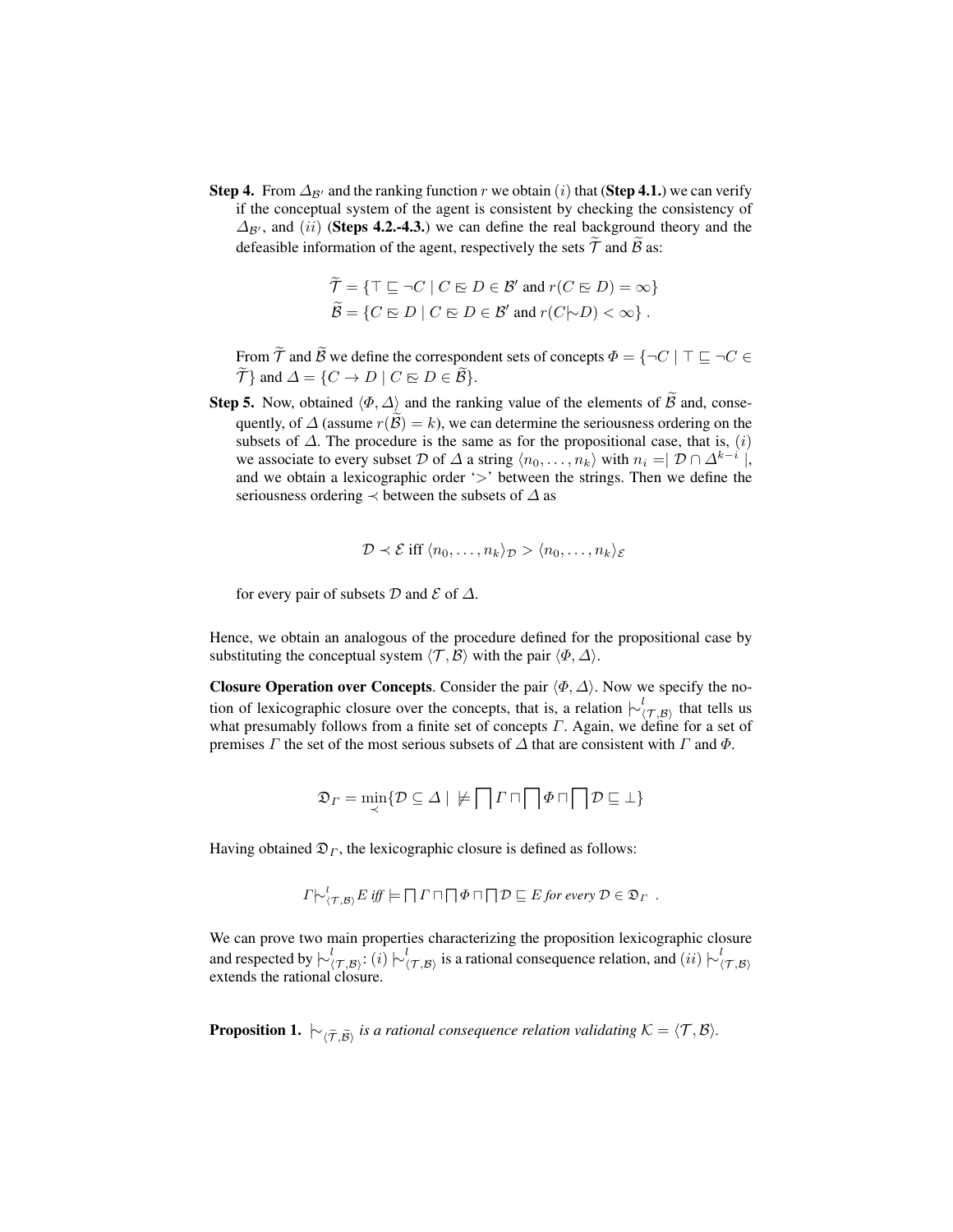**Step 4.** From $\Delta_{\mathcal{B}'}$ and the ranking function $r$ we obtain $(i)$ that (**Step 4.1.**) we can verify if the conceptual system of the agent is consistent by checking the consistency of $\Delta_{\mathcal{B}'}$, and $(ii)$ (**Steps 4.2.-4.3.**) we can define the real background theory and the defeasible information of the agent, respectively the sets $\widetilde{\mathcal{T}}$ and $\widetilde{\mathcal{B}}$ as:

$$\widetilde{\mathcal{T}} = \{\top \sqsubseteq \neg C \mid C \precsim D \in \mathcal{B}' \text{ and } r(C \precsim D) = \infty\}$$
$$\widetilde{\mathcal{B}} = \{C \precsim D \mid C \precsim D \in \mathcal{B}' \text{ and } r(C {\mid\!\sim} D) < \infty\} \ .$$

From $\widetilde{\mathcal{T}}$ and $\widetilde{\mathcal{B}}$ we define the correspondent sets of concepts $\Phi = \{\neg C \mid \top \sqsubseteq \neg C \in \widetilde{\mathcal{T}}\}$ and $\Delta = \{C \rightarrow D \mid C \precsim D \in \widetilde{\mathcal{B}}\}$.

**Step 5.** Now, obtained $\langle \Phi, \Delta \rangle$ and the ranking value of the elements of $\widetilde{\mathcal{B}}$ and, consequently, of $\Delta$ (assume $r(\widetilde{\mathcal{B}}) = k$), we can determine the seriousness ordering on the subsets of $\Delta$. The procedure is the same as for the propositional case, that is, $(i)$ we associate to every subset $\mathcal{D}$ of $\Delta$ a string $\langle n_0, \ldots, n_k \rangle$ with $n_i = \mid \mathcal{D} \cap \Delta^{k-i} \mid$, and we obtain a lexicographic order '$>$' between the strings. Then we define the seriousness ordering $\prec$ between the subsets of $\Delta$ as

$$\mathcal{D} \prec \mathcal{E} \text{ iff } \langle n_0, \ldots, n_k \rangle_{\mathcal{D}} > \langle n_0, \ldots, n_k \rangle_{\mathcal{E}}$$

for every pair of subsets $\mathcal{D}$ and $\mathcal{E}$ of $\Delta$.

Hence, we obtain an analogous of the procedure defined for the propositional case by substituting the conceptual system $\langle \mathcal{T}, \mathcal{B} \rangle$ with the pair $\langle \Phi, \Delta \rangle$.

**Closure Operation over Concepts**. Consider the pair $\langle \Phi, \Delta \rangle$. Now we specify the notion of lexicographic closure over the concepts, that is, a relation ${\mid\!\sim}^{l}_{\langle \mathcal{T}, \mathcal{B} \rangle}$ that tells us what presumably follows from a finite set of concepts $\Gamma$. Again, we define for a set of premises $\Gamma$ the set of the most serious subsets of $\Delta$ that are consistent with $\Gamma$ and $\Phi$.

$$\mathfrak{D}_{\Gamma} = \min_{\prec}\{\mathcal{D} \subseteq \Delta \mid \ \not\models \bigsqcap \Gamma \sqcap \bigsqcap \Phi \sqcap \bigsqcap \mathcal{D} \sqsubseteq \bot\}$$

Having obtained $\mathfrak{D}_{\Gamma}$, the lexicographic closure is defined as follows:

$$\Gamma {\mid\!\sim}^{l}_{\langle \mathcal{T}, \mathcal{B} \rangle} E \text{ iff } \models \bigsqcap \Gamma \sqcap \bigsqcap \Phi \sqcap \bigsqcap \mathcal{D} \sqsubseteq E \text{ for every } \mathcal{D} \in \mathfrak{D}_{\Gamma} \ .$$

We can prove two main properties characterizing the proposition lexicographic closure and respected by ${\mid\!\sim}^{l}_{\langle \mathcal{T}, \mathcal{B} \rangle}$: $(i)$ ${\mid\!\sim}^{l}_{\langle \mathcal{T}, \mathcal{B} \rangle}$ is a rational consequence relation, and $(ii)$ ${\mid\!\sim}^{l}_{\langle \mathcal{T}, \mathcal{B} \rangle}$ extends the rational closure.

**Proposition 1.** *${\mid\!\sim}_{\langle \widetilde{\mathcal{T}}, \widetilde{\mathcal{B}} \rangle}$ is a rational consequence relation validating $\mathcal{K} = \langle \mathcal{T}, \mathcal{B} \rangle$.*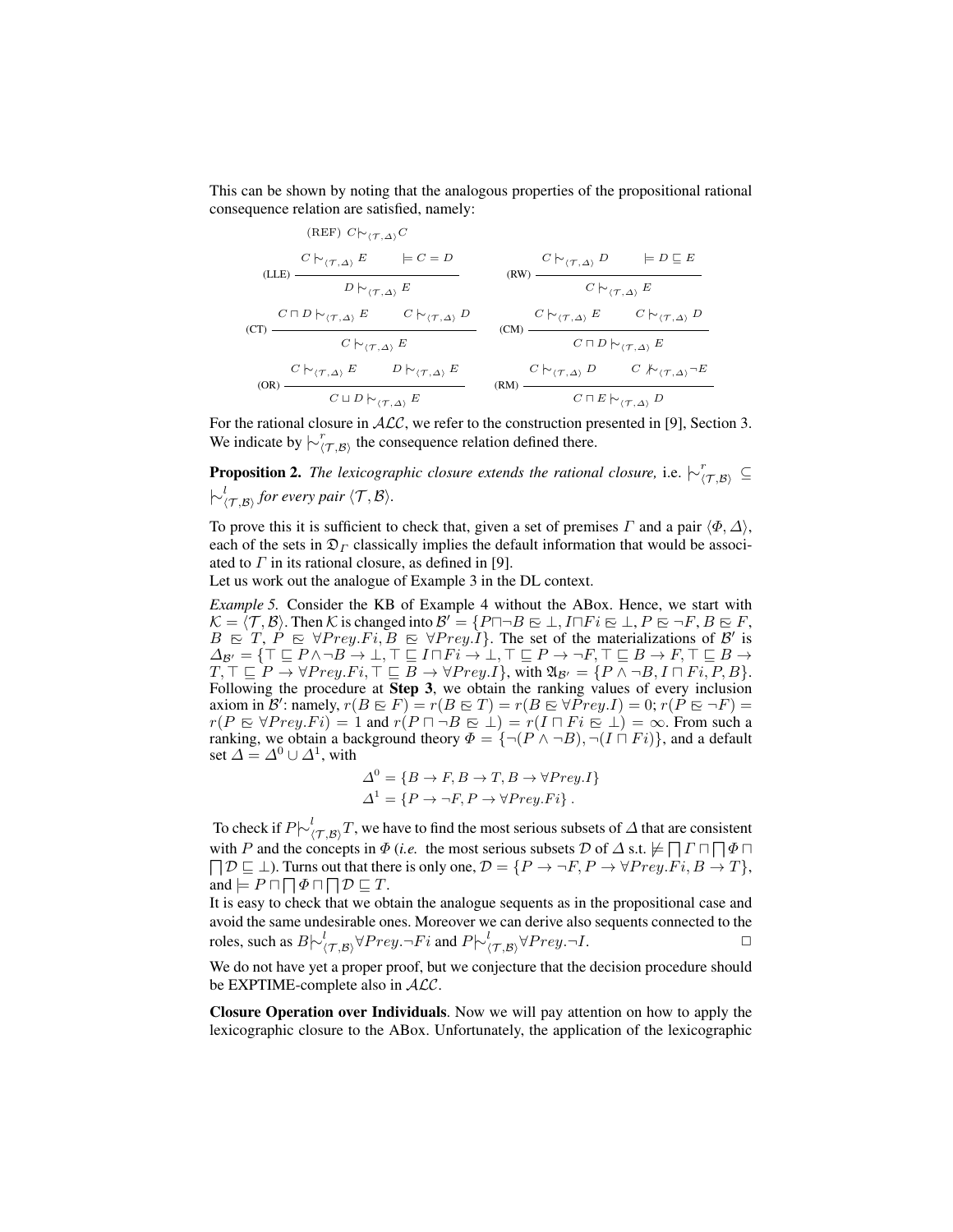This can be shown by noting that the analogous properties of the propositional rational consequence relation are satisfied, namely:

(REF) $C \mid\!\sim_{\langle \mathcal{T}, \Delta \rangle} C$

$$\text{(LLE)}\ \frac{C \mid\!\sim_{\langle \mathcal{T}, \Delta \rangle} E \qquad \models C = D}{D \mid\!\sim_{\langle \mathcal{T}, \Delta \rangle} E} \qquad \text{(RW)}\ \frac{C \mid\!\sim_{\langle \mathcal{T}, \Delta \rangle} D \qquad \models D \sqsubseteq E}{C \mid\!\sim_{\langle \mathcal{T}, \Delta \rangle} E}$$

$$\text{(CT)}\ \frac{C \sqcap D \mid\!\sim_{\langle \mathcal{T}, \Delta \rangle} E \qquad C \mid\!\sim_{\langle \mathcal{T}, \Delta \rangle} D}{C \mid\!\sim_{\langle \mathcal{T}, \Delta \rangle} E} \qquad \text{(CM)}\ \frac{C \mid\!\sim_{\langle \mathcal{T}, \Delta \rangle} E \qquad C \mid\!\sim_{\langle \mathcal{T}, \Delta \rangle} D}{C \sqcap D \mid\!\sim_{\langle \mathcal{T}, \Delta \rangle} E}$$

$$\text{(OR)}\ \frac{C \mid\!\sim_{\langle \mathcal{T}, \Delta \rangle} E \qquad D \mid\!\sim_{\langle \mathcal{T}, \Delta \rangle} E}{C \sqcup D \mid\!\sim_{\langle \mathcal{T}, \Delta \rangle} E} \qquad \text{(RM)}\ \frac{C \mid\!\sim_{\langle \mathcal{T}, \Delta \rangle} D \qquad C \not\mid\!\sim_{\langle \mathcal{T}, \Delta \rangle} \neg E}{C \sqcap E \mid\!\sim_{\langle \mathcal{T}, \Delta \rangle} D}$$

For the rational closure in $\mathcal{ALC}$, we refer to the construction presented in [9], Section 3. We indicate by $\mid\!\sim^{r}_{\langle \mathcal{T}, \mathcal{B} \rangle}$ the consequence relation defined there.

**Proposition 2.** *The lexicographic closure extends the rational closure,* i.e. $\mid\!\sim^{r}_{\langle \mathcal{T}, \mathcal{B} \rangle} \subseteq \mid\!\sim^{l}_{\langle \mathcal{T}, \mathcal{B} \rangle}$ *for every pair* $\langle \mathcal{T}, \mathcal{B} \rangle$.

To prove this it is sufficient to check that, given a set of premises $\Gamma$ and a pair $\langle \Phi, \Delta \rangle$, each of the sets in $\mathfrak{D}_\Gamma$ classically implies the default information that would be associated to $\Gamma$ in its rational closure, as defined in [9].

Let us work out the analogue of Example 3 in the DL context.

*Example 5.* Consider the KB of Example 4 without the ABox. Hence, we start with $\mathcal{K} = \langle \mathcal{T}, \mathcal{B} \rangle$. Then $\mathcal{K}$ is changed into $\mathcal{B}' = \{P \sqcap \neg B \sqsubset\!\!\sim \bot, I \sqcap Fi \sqsubset\!\!\sim \bot, P \sqsubset\!\!\sim \neg F, B \sqsubset\!\!\sim F, B \sqsubset\!\!\sim T, P \sqsubset\!\!\sim \forall Prey.Fi, B \sqsubset\!\!\sim \forall Prey.I\}$. The set of the materializations of $\mathcal{B}'$ is $\Delta_{\mathcal{B}'} = \{\top \sqsubseteq P \land \neg B \rightarrow \bot, \top \sqsubseteq I \sqcap Fi \rightarrow \bot, \top \sqsubseteq P \rightarrow \neg F, \top \sqsubseteq B \rightarrow F, \top \sqsubseteq B \rightarrow T, \top \sqsubseteq P \rightarrow \forall Prey.Fi, \top \sqsubseteq B \rightarrow \forall Prey.I\}$, with $\mathfrak{A}_{\mathcal{B}'} = \{P \land \neg B, I \sqcap Fi, P, B\}$. Following the procedure at **Step 3**, we obtain the ranking values of every inclusion axiom in $\mathcal{B}'$: namely, $r(B \sqsubset\!\!\sim F) = r(B \sqsubset\!\!\sim T) = r(B \sqsubset\!\!\sim \forall Prey.I) = 0$; $r(P \sqsubset\!\!\sim \neg F) = r(P \sqsubset\!\!\sim \forall Prey.Fi) = 1$ and $r(P \sqcap \neg B \sqsubset\!\!\sim \bot) = r(I \sqcap Fi \sqsubset\!\!\sim \bot) = \infty$. From such a ranking, we obtain a background theory $\Phi = \{\neg(P \land \neg B), \neg(I \sqcap Fi)\}$, and a default set $\Delta = \Delta^0 \cup \Delta^1$, with

$$\Delta^0 = \{B \rightarrow F, B \rightarrow T, B \rightarrow \forall Prey.I\}$$
$$\Delta^1 = \{P \rightarrow \neg F, P \rightarrow \forall Prey.Fi\}\,.$$

To check if $P \mid\!\sim^{l}_{\langle \mathcal{T}, \mathcal{B} \rangle} T$, we have to find the most serious subsets of $\Delta$ that are consistent with $P$ and the concepts in $\Phi$ (*i.e.* the most serious subsets $\mathcal{D}$ of $\Delta$ s.t. $\not\models \bigsqcap \Gamma \sqcap \bigsqcap \Phi \sqcap \bigsqcap \mathcal{D} \sqsubseteq \bot$). Turns out that there is only one, $\mathcal{D} = \{P \rightarrow \neg F, P \rightarrow \forall Prey.Fi, B \rightarrow T\}$, and $\models P \sqcap \bigsqcap \Phi \sqcap \bigsqcap \mathcal{D} \sqsubseteq T$.

It is easy to check that we obtain the analogue sequents as in the propositional case and avoid the same undesirable ones. Moreover we can derive also sequents connected to the roles, such as $B \mid\!\sim^{l}_{\langle \mathcal{T}, \mathcal{B} \rangle} \forall Prey.\neg Fi$ and $P \mid\!\sim^{l}_{\langle \mathcal{T}, \mathcal{B} \rangle} \forall Prey.\neg I$. □

We do not have yet a proper proof, but we conjecture that the decision procedure should be EXPTIME-complete also in $\mathcal{ALC}$.

**Closure Operation over Individuals**. Now we will pay attention on how to apply the lexicographic closure to the ABox. Unfortunately, the application of the lexicographic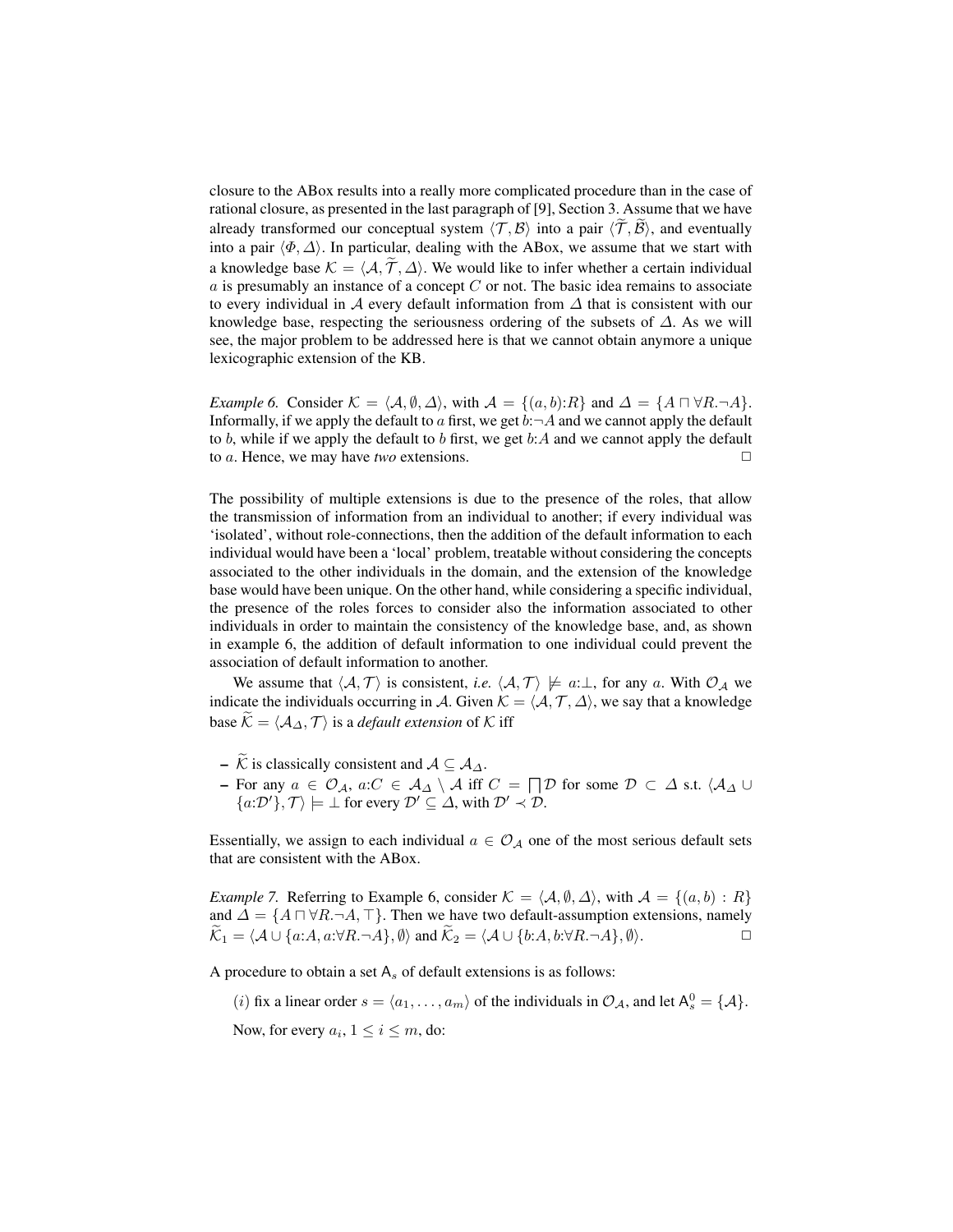closure to the ABox results into a really more complicated procedure than in the case of rational closure, as presented in the last paragraph of [9], Section 3. Assume that we have already transformed our conceptual system $\langle \mathcal{T}, \mathcal{B} \rangle$ into a pair $\langle \widetilde{\mathcal{T}}, \widetilde{\mathcal{B}} \rangle$, and eventually into a pair $\langle \Phi, \Delta \rangle$. In particular, dealing with the ABox, we assume that we start with a knowledge base $\mathcal{K} = \langle \mathcal{A}, \widetilde{\mathcal{T}}, \Delta \rangle$. We would like to infer whether a certain individual $a$ is presumably an instance of a concept $C$ or not. The basic idea remains to associate to every individual in $\mathcal{A}$ every default information from $\Delta$ that is consistent with our knowledge base, respecting the seriousness ordering of the subsets of $\Delta$. As we will see, the major problem to be addressed here is that we cannot obtain anymore a unique lexicographic extension of the KB.

*Example 6.* Consider $\mathcal{K} = \langle \mathcal{A}, \emptyset, \Delta \rangle$, with $\mathcal{A} = \{(a, b){:}R\}$ and $\Delta = \{A \sqcap \forall R.\neg A\}$. Informally, if we apply the default to $a$ first, we get $b{:}\neg A$ and we cannot apply the default to $b$, while if we apply the default to $b$ first, we get $b{:}A$ and we cannot apply the default to $a$. Hence, we may have *two* extensions. $\Box$

The possibility of multiple extensions is due to the presence of the roles, that allow the transmission of information from an individual to another; if every individual was 'isolated', without role-connections, then the addition of the default information to each individual would have been a 'local' problem, treatable without considering the concepts associated to the other individuals in the domain, and the extension of the knowledge base would have been unique. On the other hand, while considering a specific individual, the presence of the roles forces to consider also the information associated to other individuals in order to maintain the consistency of the knowledge base, and, as shown in example 6, the addition of default information to one individual could prevent the association of default information to another.

We assume that $\langle \mathcal{A}, \mathcal{T} \rangle$ is consistent, *i.e.* $\langle \mathcal{A}, \mathcal{T} \rangle \not\models a{:}\bot$, for any $a$. With $\mathcal{O}_{\mathcal{A}}$ we indicate the individuals occurring in $\mathcal{A}$. Given $\mathcal{K} = \langle \mathcal{A}, \mathcal{T}, \Delta \rangle$, we say that a knowledge base $\widetilde{\mathcal{K}} = \langle \mathcal{A}_{\Delta}, \mathcal{T} \rangle$ is a *default extension* of $\mathcal{K}$ iff

- $\widetilde{\mathcal{K}}$ is classically consistent and $\mathcal{A} \subseteq \mathcal{A}_{\Delta}$.
- For any $a \in \mathcal{O}_{\mathcal{A}}$, $a{:}C \in \mathcal{A}_{\Delta} \setminus \mathcal{A}$ iff $C = \bigsqcap \mathcal{D}$ for some $\mathcal{D} \subset \Delta$ s.t. $\langle \mathcal{A}_{\Delta} \cup \{a{:}\mathcal{D}'\}, \mathcal{T} \rangle \models \bot$ for every $\mathcal{D}' \subseteq \Delta$, with $\mathcal{D}' \prec \mathcal{D}$.

Essentially, we assign to each individual $a \in \mathcal{O}_{\mathcal{A}}$ one of the most serious default sets that are consistent with the ABox.

*Example 7.* Referring to Example 6, consider $\mathcal{K} = \langle \mathcal{A}, \emptyset, \Delta \rangle$, with $\mathcal{A} = \{(a, b) : R\}$ and $\Delta = \{A \sqcap \forall R.\neg A, \top\}$. Then we have two default-assumption extensions, namely $\widetilde{\mathcal{K}}_1 = \langle \mathcal{A} \cup \{a{:}A, a{:}\forall R.\neg A\}, \emptyset \rangle$ and $\widetilde{\mathcal{K}}_2 = \langle \mathcal{A} \cup \{b{:}A, b{:}\forall R.\neg A\}, \emptyset \rangle$. $\Box$

A procedure to obtain a set $\mathsf{A}_s$ of default extensions is as follows:

$(i)$ fix a linear order $s = \langle a_1, \ldots, a_m \rangle$ of the individuals in $\mathcal{O}_{\mathcal{A}}$, and let $\mathsf{A}_s^0 = \{\mathcal{A}\}$.

Now, for every $a_i$, $1 \leq i \leq m$, do: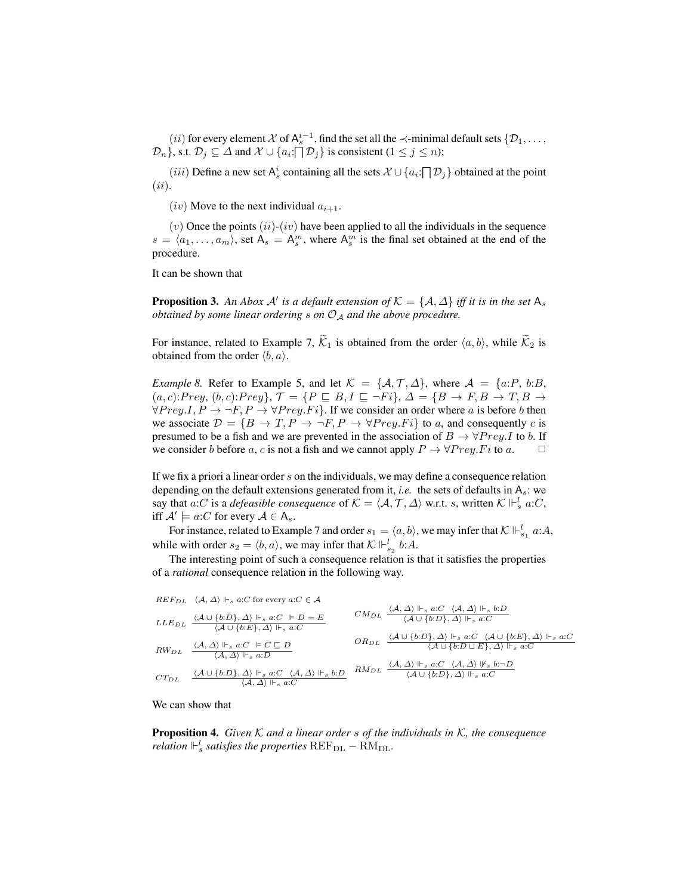($ii$) for every element $\mathcal{X}$ of $\mathsf{A}_s^{i-1}$, find the set all the $\prec$-minimal default sets $\{\mathcal{D}_1, \ldots, \mathcal{D}_n\}$, s.t. $\mathcal{D}_j \subseteq \Delta$ and $\mathcal{X} \cup \{a_i{:}\bigsqcap \mathcal{D}_j\}$ is consistent ($1 \leq j \leq n$);

($iii$) Define a new set $\mathsf{A}_s^i$ containing all the sets $\mathcal{X} \cup \{a_i{:}\bigsqcap \mathcal{D}_j\}$ obtained at the point ($ii$).

($iv$) Move to the next individual $a_{i+1}$.

($v$) Once the points ($ii$)-($iv$) have been applied to all the individuals in the sequence $s = \langle a_1, \ldots, a_m \rangle$, set $\mathsf{A}_s = \mathsf{A}_s^m$, where $\mathsf{A}_s^m$ is the final set obtained at the end of the procedure.

It can be shown that

**Proposition 3.** *An Abox $\mathcal{A}'$ is a default extension of $\mathcal{K} = \{\mathcal{A}, \Delta\}$ iff it is in the set $\mathsf{A}_s$ obtained by some linear ordering $s$ on $\mathcal{O}_\mathcal{A}$ and the above procedure.*

For instance, related to Example 7, $\widetilde{\mathcal{K}}_1$ is obtained from the order $\langle a, b \rangle$, while $\widetilde{\mathcal{K}}_2$ is obtained from the order $\langle b, a \rangle$.

*Example 8.* Refer to Example 5, and let $\mathcal{K} = \{\mathcal{A}, \mathcal{T}, \Delta\}$, where $\mathcal{A} = \{a{:}P,\ b{:}B,\ (a,c){:}Prey,\ (b,c){:}Prey\}$, $\mathcal{T} = \{P \sqsubseteq B, I \sqsubseteq \neg Fi\}$, $\Delta = \{B \rightarrow F, B \rightarrow T, B \rightarrow \forall Prey.I, P \rightarrow \neg F, P \rightarrow \forall Prey.Fi\}$. If we consider an order where $a$ is before $b$ then we associate $\mathcal{D} = \{B \rightarrow T, P \rightarrow \neg F, P \rightarrow \forall Prey.Fi\}$ to $a$, and consequently $c$ is presumed to be a fish and we are prevented in the association of $B \rightarrow \forall Prey.I$ to $b$. If we consider $b$ before $a$, $c$ is not a fish and we cannot apply $P \rightarrow \forall Prey.Fi$ to $a$. $\square$

If we fix a priori a linear order $s$ on the individuals, we may define a consequence relation depending on the default extensions generated from it, *i.e.* the sets of defaults in $\mathsf{A}_s$: we say that $a{:}C$ is a *defeasible consequence* of $\mathcal{K} = \langle \mathcal{A}, \mathcal{T}, \Delta \rangle$ w.r.t. $s$, written $\mathcal{K} \Vdash_s^l a{:}C$, iff $\mathcal{A}' \models a{:}C$ for every $\mathcal{A} \in \mathsf{A}_s$.

For instance, related to Example 7 and order $s_1 = \langle a, b \rangle$, we may infer that $\mathcal{K} \Vdash_{s_1}^l a{:}A$, while with order $s_2 = \langle b, a \rangle$, we may infer that $\mathcal{K} \Vdash_{s_2}^l b{:}A$.

The interesting point of such a consequence relation is that it satisfies the properties of a *rational* consequence relation in the following way.

$REF_{DL}$ $\quad \langle \mathcal{A}, \Delta \rangle \Vdash_s a{:}C$ for every $a{:}C \in \mathcal{A}$

$$LLE_{DL} \quad \frac{\langle \mathcal{A} \cup \{b{:}D\}, \Delta \rangle \Vdash_s a{:}C \quad \models D = E}{\langle \mathcal{A} \cup \{b{:}E\}, \Delta \rangle \Vdash_s a{:}C}$$

$$RW_{DL} \quad \frac{\langle \mathcal{A}, \Delta \rangle \Vdash_s a{:}C \quad \models C \sqsubseteq D}{\langle \mathcal{A}, \Delta \rangle \Vdash_s a{:}D}$$

$$CT_{DL} \quad \frac{\langle \mathcal{A} \cup \{b{:}D\}, \Delta \rangle \Vdash_s a{:}C \quad \langle \mathcal{A}, \Delta \rangle \Vdash_s b{:}D}{\langle \mathcal{A}, \Delta \rangle \Vdash_s a{:}C}$$

$$CM_{DL} \quad \frac{\langle \mathcal{A}, \Delta \rangle \Vdash_s a{:}C \quad \langle \mathcal{A}, \Delta \rangle \Vdash_s b{:}D}{\langle \mathcal{A} \cup \{b{:}D\}, \Delta \rangle \Vdash_s a{:}C}$$

$$OR_{DL} \quad \frac{\langle \mathcal{A} \cup \{b{:}D\}, \Delta \rangle \Vdash_s a{:}C \quad \langle \mathcal{A} \cup \{b{:}E\}, \Delta \rangle \Vdash_s a{:}C}{\langle \mathcal{A} \cup \{b{:}D \sqcup E\}, \Delta \rangle \Vdash_s a{:}C}$$

$$RM_{DL} \quad \frac{\langle \mathcal{A}, \Delta \rangle \Vdash_s a{:}C \quad \langle \mathcal{A}, \Delta \rangle \not\Vdash_s b{:}\neg D}{\langle \mathcal{A} \cup \{b{:}D\}, \Delta \rangle \Vdash_s a{:}C}$$

We can show that

**Proposition 4.** *Given $\mathcal{K}$ and a linear order $s$ of the individuals in $\mathcal{K}$, the consequence relation $\Vdash_s^l$ satisfies the properties $\mathrm{REF_{DL}} - \mathrm{RM_{DL}}$.*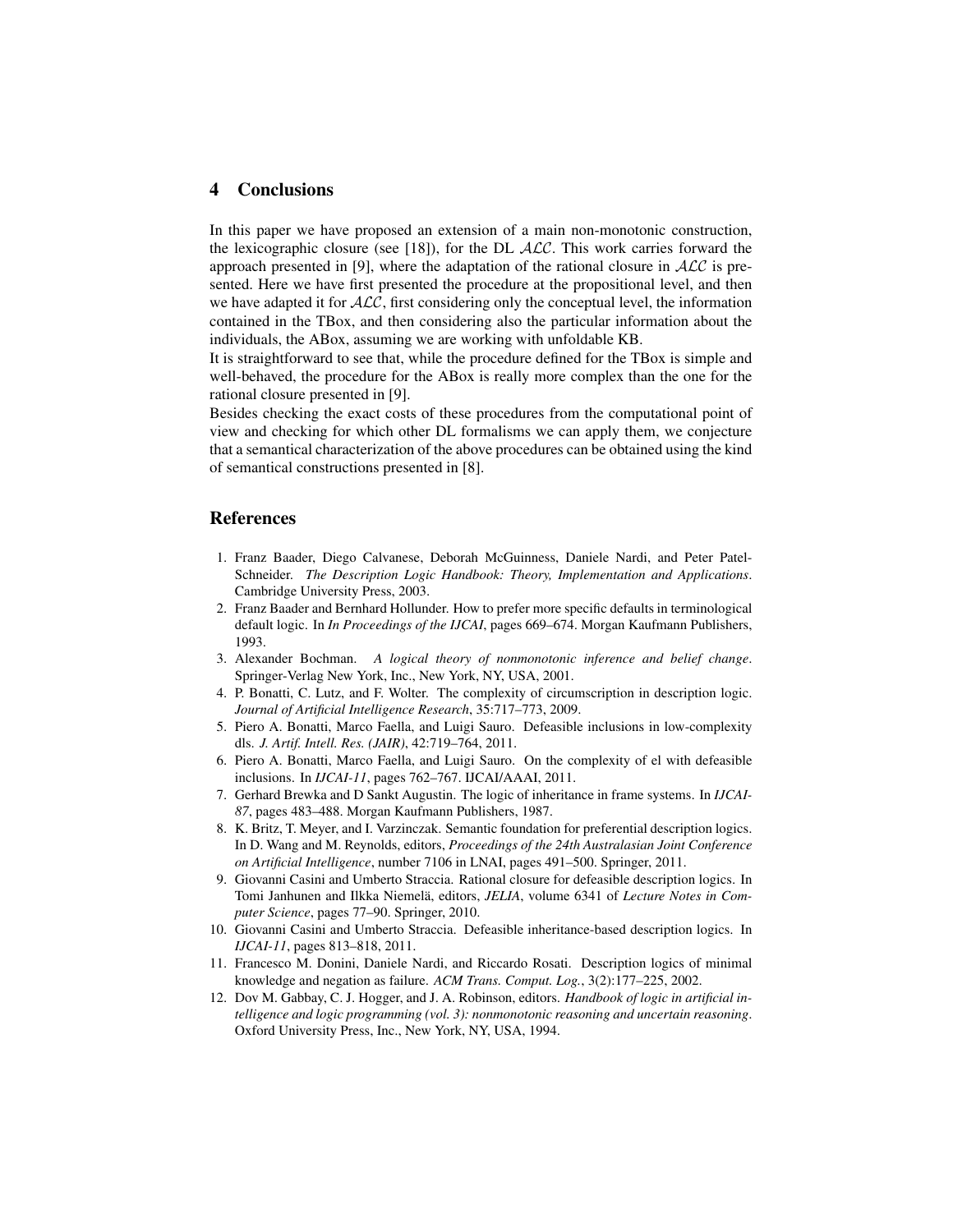## 4 Conclusions

In this paper we have proposed an extension of a main non-monotonic construction, the lexicographic closure (see [18]), for the DL $\mathcal{ALC}$. This work carries forward the approach presented in [9], where the adaptation of the rational closure in $\mathcal{ALC}$ is presented. Here we have first presented the procedure at the propositional level, and then we have adapted it for $\mathcal{ALC}$, first considering only the conceptual level, the information contained in the TBox, and then considering also the particular information about the individuals, the ABox, assuming we are working with unfoldable KB.

It is straightforward to see that, while the procedure defined for the TBox is simple and well-behaved, the procedure for the ABox is really more complex than the one for the rational closure presented in [9].

Besides checking the exact costs of these procedures from the computational point of view and checking for which other DL formalisms we can apply them, we conjecture that a semantical characterization of the above procedures can be obtained using the kind of semantical constructions presented in [8].

## References

1. Franz Baader, Diego Calvanese, Deborah McGuinness, Daniele Nardi, and Peter Patel-Schneider. *The Description Logic Handbook: Theory, Implementation and Applications*. Cambridge University Press, 2003.
2. Franz Baader and Bernhard Hollunder. How to prefer more specific defaults in terminological default logic. In *In Proceedings of the IJCAI*, pages 669–674. Morgan Kaufmann Publishers, 1993.
3. Alexander Bochman. *A logical theory of nonmonotonic inference and belief change*. Springer-Verlag New York, Inc., New York, NY, USA, 2001.
4. P. Bonatti, C. Lutz, and F. Wolter. The complexity of circumscription in description logic. *Journal of Artificial Intelligence Research*, 35:717–773, 2009.
5. Piero A. Bonatti, Marco Faella, and Luigi Sauro. Defeasible inclusions in low-complexity dls. *J. Artif. Intell. Res. (JAIR)*, 42:719–764, 2011.
6. Piero A. Bonatti, Marco Faella, and Luigi Sauro. On the complexity of el with defeasible inclusions. In *IJCAI-11*, pages 762–767. IJCAI/AAAI, 2011.
7. Gerhard Brewka and D Sankt Augustin. The logic of inheritance in frame systems. In *IJCAI-87*, pages 483–488. Morgan Kaufmann Publishers, 1987.
8. K. Britz, T. Meyer, and I. Varzinczak. Semantic foundation for preferential description logics. In D. Wang and M. Reynolds, editors, *Proceedings of the 24th Australasian Joint Conference on Artificial Intelligence*, number 7106 in LNAI, pages 491–500. Springer, 2011.
9. Giovanni Casini and Umberto Straccia. Rational closure for defeasible description logics. In Tomi Janhunen and Ilkka Niemelä, editors, *JELIA*, volume 6341 of *Lecture Notes in Computer Science*, pages 77–90. Springer, 2010.
10. Giovanni Casini and Umberto Straccia. Defeasible inheritance-based description logics. In *IJCAI-11*, pages 813–818, 2011.
11. Francesco M. Donini, Daniele Nardi, and Riccardo Rosati. Description logics of minimal knowledge and negation as failure. *ACM Trans. Comput. Log.*, 3(2):177–225, 2002.
12. Dov M. Gabbay, C. J. Hogger, and J. A. Robinson, editors. *Handbook of logic in artificial intelligence and logic programming (vol. 3): nonmonotonic reasoning and uncertain reasoning*. Oxford University Press, Inc., New York, NY, USA, 1994.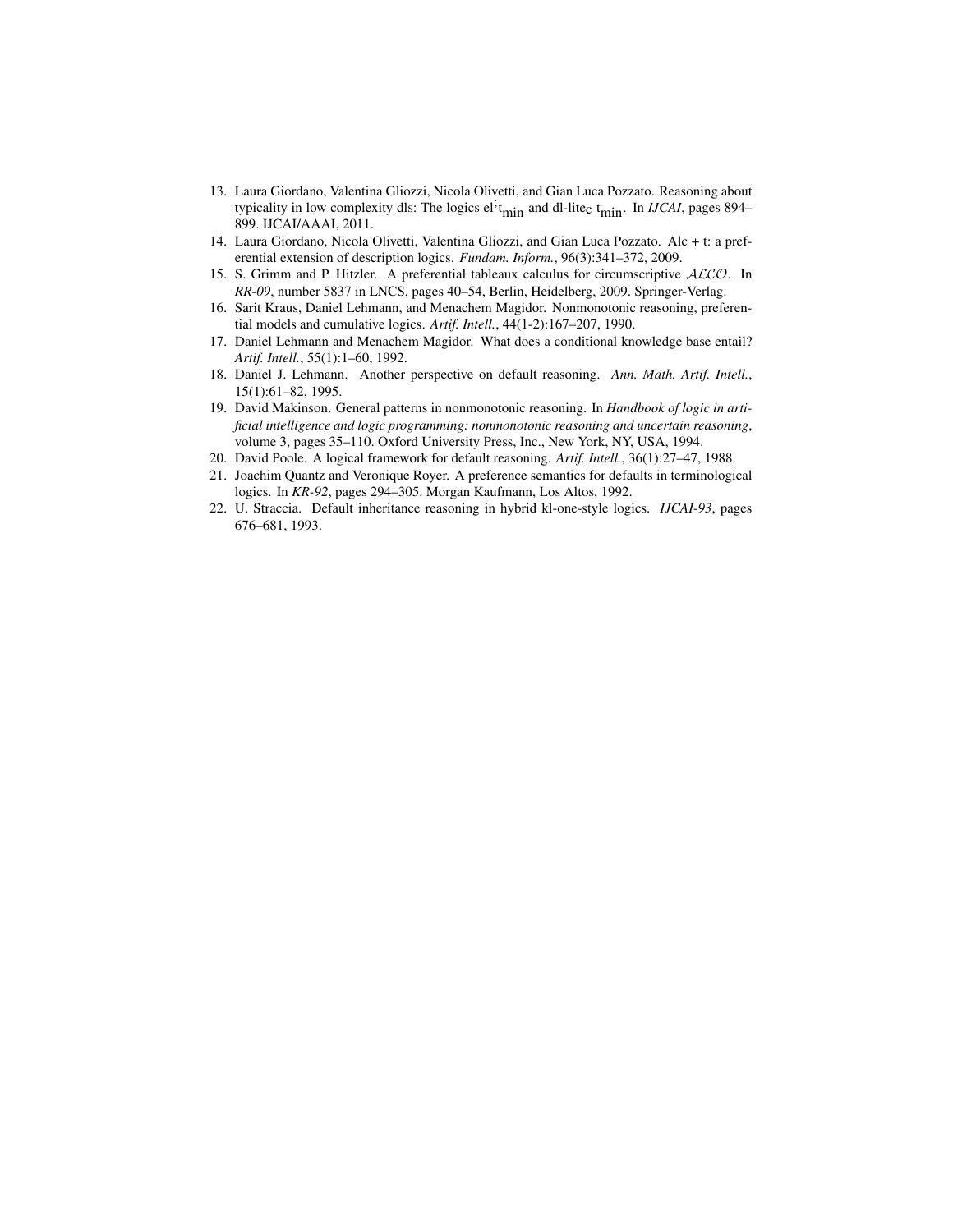13. Laura Giordano, Valentina Gliozzi, Nicola Olivetti, and Gian Luca Pozzato. Reasoning about typicality in low complexity dls: The logics el˙$t_{min}$ and dl-lite$_c$ $t_{min}$. In *IJCAI*, pages 894–899. IJCAI/AAAI, 2011.
14. Laura Giordano, Nicola Olivetti, Valentina Gliozzi, and Gian Luca Pozzato. Alc + t: a preferential extension of description logics. *Fundam. Inform.*, 96(3):341–372, 2009.
15. S. Grimm and P. Hitzler. A preferential tableaux calculus for circumscriptive $\mathcal{ALCO}$. In *RR-09*, number 5837 in LNCS, pages 40–54, Berlin, Heidelberg, 2009. Springer-Verlag.
16. Sarit Kraus, Daniel Lehmann, and Menachem Magidor. Nonmonotonic reasoning, preferential models and cumulative logics. *Artif. Intell.*, 44(1-2):167–207, 1990.
17. Daniel Lehmann and Menachem Magidor. What does a conditional knowledge base entail? *Artif. Intell.*, 55(1):1–60, 1992.
18. Daniel J. Lehmann. Another perspective on default reasoning. *Ann. Math. Artif. Intell.*, 15(1):61–82, 1995.
19. David Makinson. General patterns in nonmonotonic reasoning. In *Handbook of logic in artificial intelligence and logic programming: nonmonotonic reasoning and uncertain reasoning*, volume 3, pages 35–110. Oxford University Press, Inc., New York, NY, USA, 1994.
20. David Poole. A logical framework for default reasoning. *Artif. Intell.*, 36(1):27–47, 1988.
21. Joachim Quantz and Veronique Royer. A preference semantics for defaults in terminological logics. In *KR-92*, pages 294–305. Morgan Kaufmann, Los Altos, 1992.
22. U. Straccia. Default inheritance reasoning in hybrid kl-one-style logics. *IJCAI-93*, pages 676–681, 1993.